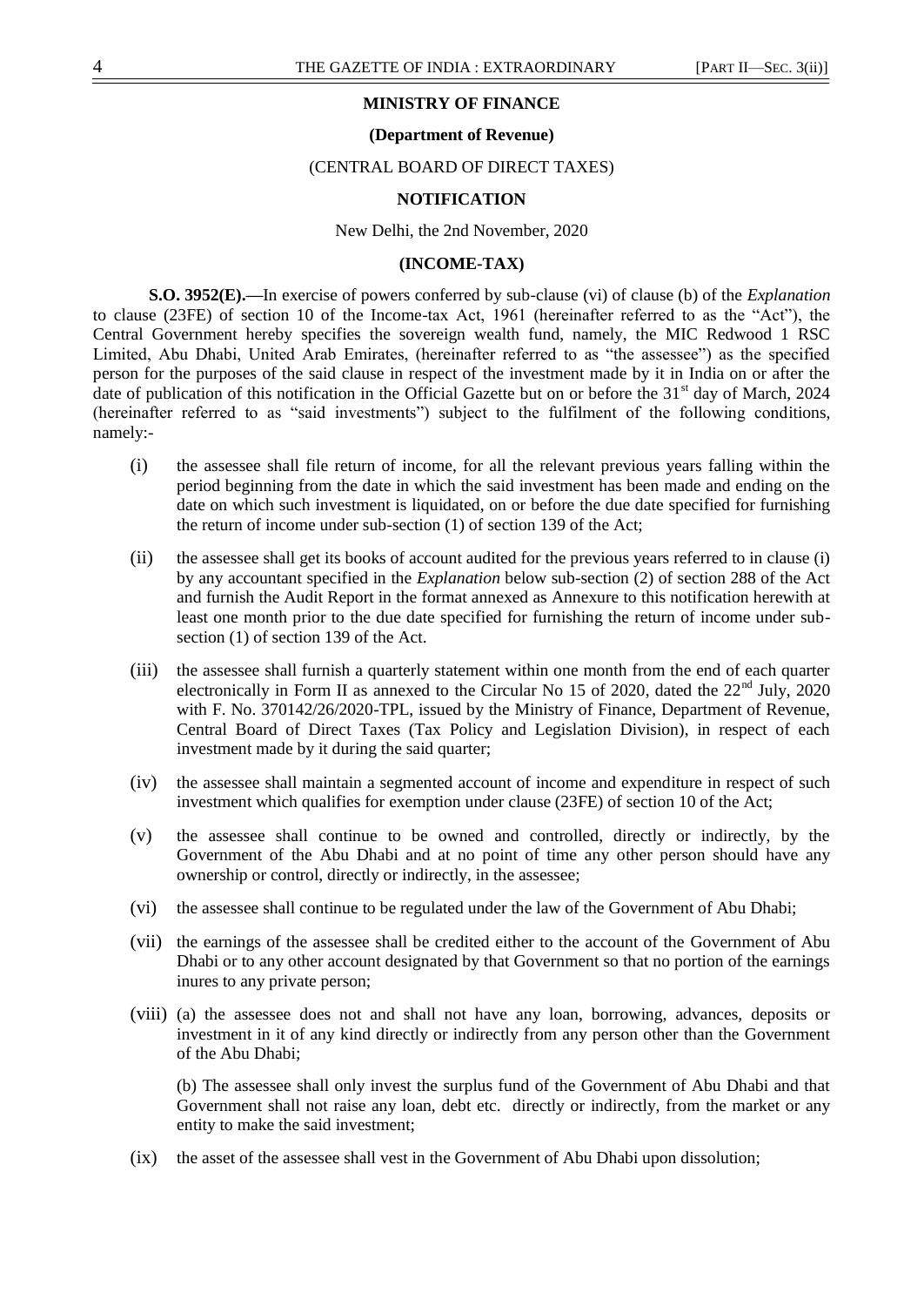**MINISTRY OF FINANCE**

**(Department of Revenue)**

(CENTRAL BOARD OF DIRECT TAXES)

**NOTIFICATION**

New Delhi, the 2nd November, 2020

**(INCOME-TAX)**

**S.O. 3952(E).—**In exercise of powers conferred by sub-clause (vi) of clause (b) of the *Explanation* to clause (23FE) of section 10 of the Income-tax Act, 1961 (hereinafter referred to as the "Act"), the Central Government hereby specifies the sovereign wealth fund, namely, the MIC Redwood 1 RSC Limited, Abu Dhabi, United Arab Emirates, (hereinafter referred to as "the assessee") as the specified person for the purposes of the said clause in respect of the investment made by it in India on or after the date of publication of this notification in the Official Gazette but on or before the 31st day of March, 2024 (hereinafter referred to as "said investments") subject to the fulfilment of the following conditions, namely:-

(i) the assessee shall file return of income, for all the relevant previous years falling within the period beginning from the date in which the said investment has been made and ending on the date on which such investment is liquidated, on or before the due date specified for furnishing the return of income under sub-section (1) of section 139 of the Act;

(ii) the assessee shall get its books of account audited for the previous years referred to in clause (i) by any accountant specified in the *Explanation* below sub-section (2) of section 288 of the Act and furnish the Audit Report in the format annexed as Annexure to this notification herewith at least one month prior to the due date specified for furnishing the return of income under sub-section (1) of section 139 of the Act.

(iii) the assessee shall furnish a quarterly statement within one month from the end of each quarter electronically in Form II as annexed to the Circular No 15 of 2020, dated the 22nd July, 2020 with F. No. 370142/26/2020-TPL, issued by the Ministry of Finance, Department of Revenue, Central Board of Direct Taxes (Tax Policy and Legislation Division), in respect of each investment made by it during the said quarter;

(iv) the assessee shall maintain a segmented account of income and expenditure in respect of such investment which qualifies for exemption under clause (23FE) of section 10 of the Act;

(v) the assessee shall continue to be owned and controlled, directly or indirectly, by the Government of the Abu Dhabi and at no point of time any other person should have any ownership or control, directly or indirectly, in the assessee;

(vi) the assessee shall continue to be regulated under the law of the Government of Abu Dhabi;

(vii) the earnings of the assessee shall be credited either to the account of the Government of Abu Dhabi or to any other account designated by that Government so that no portion of the earnings inures to any private person;

(viii) (a) the assessee does not and shall not have any loan, borrowing, advances, deposits or investment in it of any kind directly or indirectly from any person other than the Government of the Abu Dhabi;

(b) The assessee shall only invest the surplus fund of the Government of Abu Dhabi and that Government shall not raise any loan, debt etc. directly or indirectly, from the market or any entity to make the said investment;

(ix) the asset of the assessee shall vest in the Government of Abu Dhabi upon dissolution;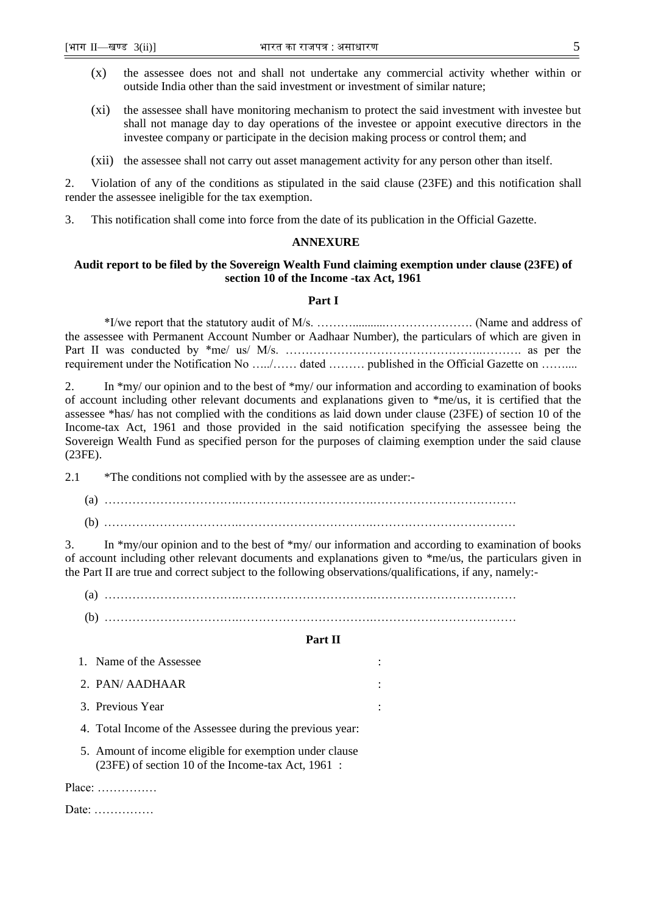(x) the assessee does not and shall not undertake any commercial activity whether within or outside India other than the said investment or investment of similar nature;

(xi) the assessee shall have monitoring mechanism to protect the said investment with investee but shall not manage day to day operations of the investee or appoint executive directors in the investee company or participate in the decision making process or control them; and

(xii) the assessee shall not carry out asset management activity for any person other than itself.

2. Violation of any of the conditions as stipulated in the said clause (23FE) and this notification shall render the assessee ineligible for the tax exemption.

3. This notification shall come into force from the date of its publication in the Official Gazette.

**ANNEXURE**

**Audit report to be filed by the Sovereign Wealth Fund claiming exemption under clause (23FE) of section 10 of the Income -tax Act, 1961**

**Part I**

*I/we report that the statutory audit of M/s. ……….........…………………. (Name and address of the assessee with Permanent Account Number or Aadhaar Number), the particulars of which are given in Part II was conducted by *me/ us/ M/s. ………………………………………..………. as per the requirement under the Notification No …../…… dated ……… published in the Official Gazette on ……....

2. In *my/ our opinion and to the best of *my/ our information and according to examination of books of account including other relevant documents and explanations given to *me/us, it is certified that the assessee *has/ has not complied with the conditions as laid down under clause (23FE) of section 10 of the Income-tax Act, 1961 and those provided in the said notification specifying the assessee being the Sovereign Wealth Fund as specified person for the purposes of claiming exemption under the said clause (23FE).

2.1 *The conditions not complied with by the assessee are as under:-

(a) ……………………………………………………………………………………………

(b) ……………………………………………………………………………………………

3. In *my/our opinion and to the best of *my/ our information and according to examination of books of account including other relevant documents and explanations given to *me/us, the particulars given in the Part II are true and correct subject to the following observations/qualifications, if any, namely:-

(a) ……………………………………………………………………………………………

(b) ……………………………………………………………………………………………

**Part II**

1. Name of the Assessee :
2. PAN/ AADHAAR :
3. Previous Year :
4. Total Income of the Assessee during the previous year:
5. Amount of income eligible for exemption under clause (23FE) of section 10 of the Income-tax Act, 1961 :

Place: ……………

Date: ……………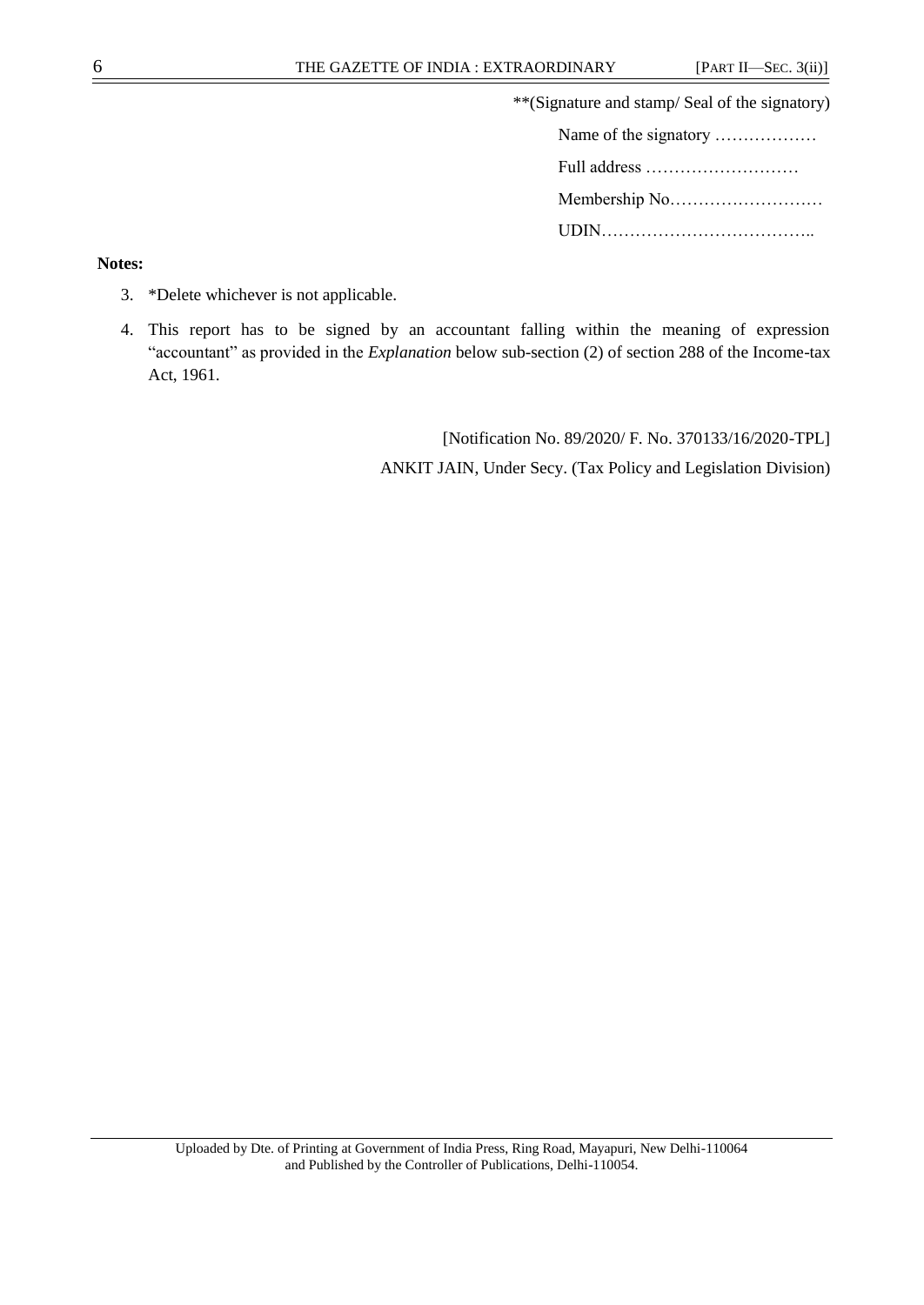**(Signature and stamp/ Seal of the signatory)

Name of the signatory ………………

Full address ………………………

Membership No………………………

UDIN………………………………..

**Notes:**

3. *Delete whichever is not applicable.
4. This report has to be signed by an accountant falling within the meaning of expression "accountant" as provided in the *Explanation* below sub-section (2) of section 288 of the Income-tax Act, 1961.

[Notification No. 89/2020/ F. No. 370133/16/2020-TPL]

ANKIT JAIN, Under Secy. (Tax Policy and Legislation Division)

Uploaded by Dte. of Printing at Government of India Press, Ring Road, Mayapuri, New Delhi-110064 and Published by the Controller of Publications, Delhi-110054.